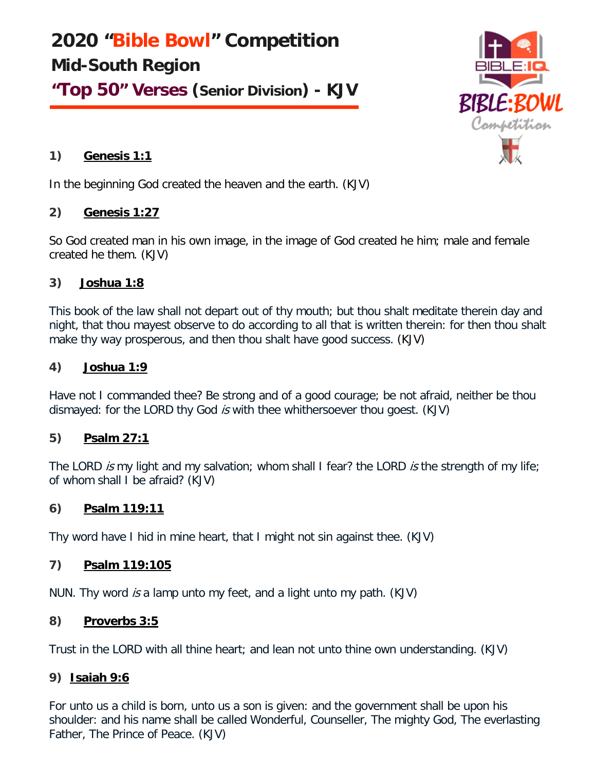# 2020 "Bible Bowl" Competition

## Mid-South Region

## "Top 50" Verses (Senior Division) - KJV

### 1) Genesis 1:1

In the beginning God created the heaven and the earth. (KJV)

### 2) Genesis 1:27

So God created man in his own image, in the image of God created he him; male and female created he them. (KJV)

### 3) Joshua 1:8

This book of the law shall not depart out of thy mouth; but thou shalt meditate therein day and night, that thou mayest observe to do according to all that is written therein: for then thou shalt make thy way prosperous, and then thou shalt have good success. (KJV)

### 4) Joshua 1:9

Have not I commanded thee? Be strong and of a good courage; be not afraid, neither be thou dismayed: for the LORD thy God *is* with thee whithersoever thou goest. (KJV)

### 5) Psalm 27:1

The LORD *is* my light and my salvation; whom shall I fear? the LORD *is* the strength of my life; of whom shall I be afraid? (KJV)

### 6) Psalm 119:11

Thy word have I hid in mine heart, that I might not sin against thee. (KJV)

### 7) Psalm 119:105

NUN. Thy word *is* a lamp unto my feet, and a light unto my path. (KJV)

### 8) Proverbs 3:5

Trust in the LORD with all thine heart; and lean not unto thine own understanding. (KJV)

### 9) Isaiah 9:6

For unto us a child is born, unto us a son is given: and the government shall be upon his shoulder: and his name shall be called Wonderful, Counseller, The mighty God, The everlasting Father, The Prince of Peace. (KJV)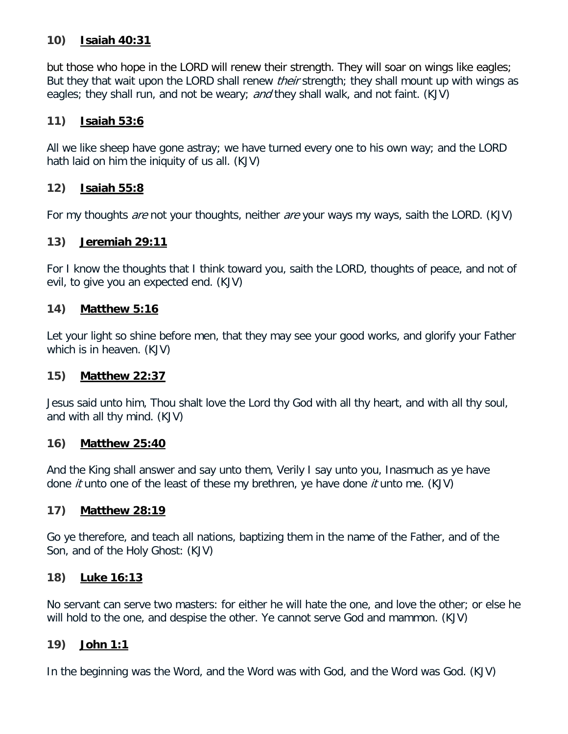**10) <u>Isaiah 40:31</u>**

but those who hope in the LORD will renew their strength. They will soar on wings like eagles; But they that wait upon the LORD shall renew *their* strength; they shall mount up with wings as eagles; they shall run, and not be weary; *and* they shall walk, and not faint. (KJV)

**11) <u>Isaiah 53:6</u>**

All we like sheep have gone astray; we have turned every one to his own way; and the LORD hath laid on him the iniquity of us all. (KJV)

**12) <u>Isaiah 55:8</u>**

For my thoughts *are* not your thoughts, neither *are* your ways my ways, saith the LORD. (KJV)

**13) <u>Jeremiah 29:11</u>**

For I know the thoughts that I think toward you, saith the LORD, thoughts of peace, and not of evil, to give you an expected end. (KJV)

**14) <u>Matthew 5:16</u>**

Let your light so shine before men, that they may see your good works, and glorify your Father which is in heaven. (KJV)

**15) <u>Matthew 22:37</u>**

Jesus said unto him, Thou shalt love the Lord thy God with all thy heart, and with all thy soul, and with all thy mind. (KJV)

**16) <u>Matthew 25:40</u>**

And the King shall answer and say unto them, Verily I say unto you, Inasmuch as ye have done *it* unto one of the least of these my brethren, ye have done *it* unto me. (KJV)

**17) <u>Matthew 28:19</u>**

Go ye therefore, and teach all nations, baptizing them in the name of the Father, and of the Son, and of the Holy Ghost: (KJV)

**18) <u>Luke 16:13</u>**

No servant can serve two masters: for either he will hate the one, and love the other; or else he will hold to the one, and despise the other. Ye cannot serve God and mammon. (KJV)

**19) <u>John 1:1</u>**

In the beginning was the Word, and the Word was with God, and the Word was God. (KJV)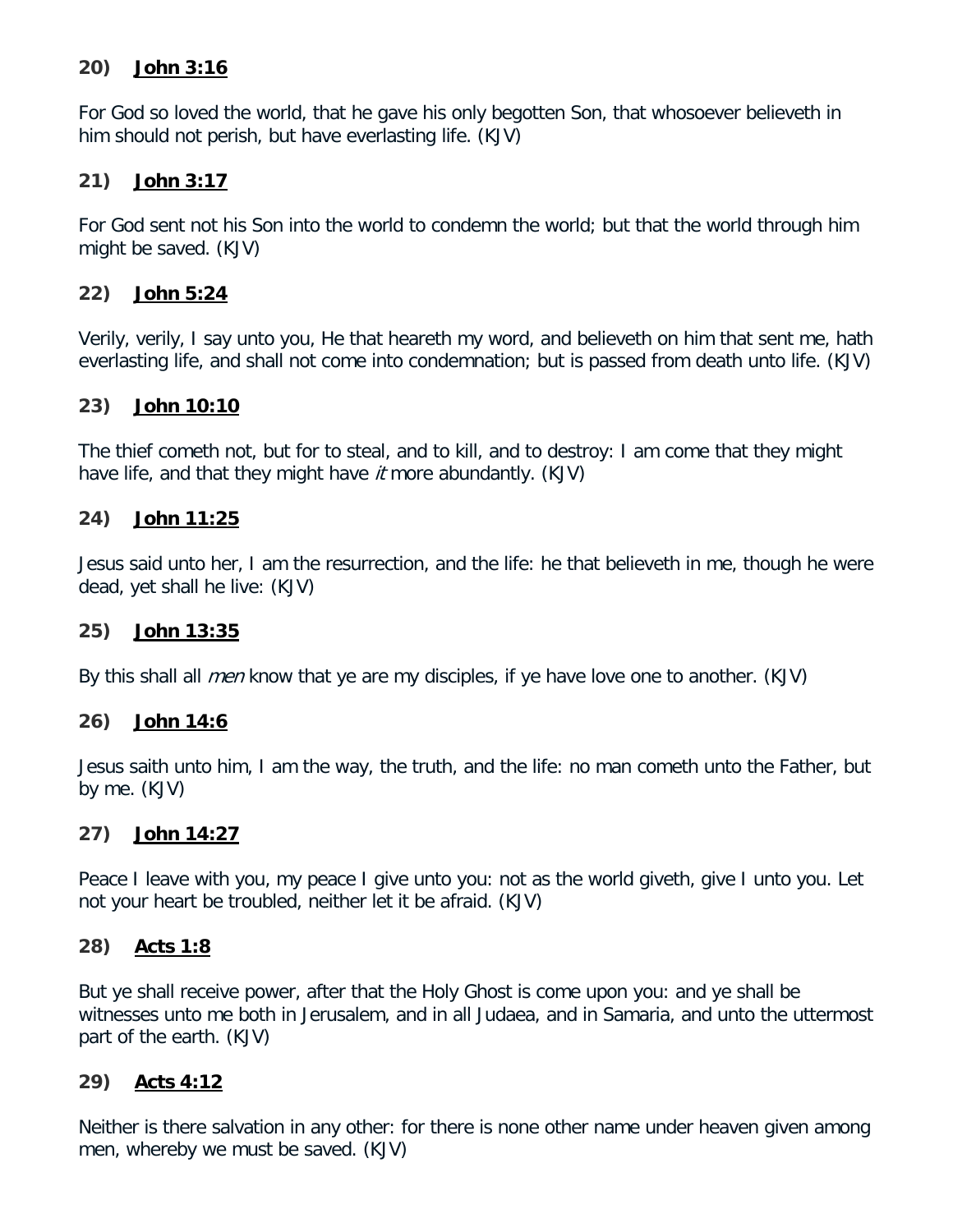**20) <u>John 3:16</u>**

For God so loved the world, that he gave his only begotten Son, that whosoever believeth in him should not perish, but have everlasting life. (KJV)

**21) <u>John 3:17</u>**

For God sent not his Son into the world to condemn the world; but that the world through him might be saved. (KJV)

**22) <u>John 5:24</u>**

Verily, verily, I say unto you, He that heareth my word, and believeth on him that sent me, hath everlasting life, and shall not come into condemnation; but is passed from death unto life. (KJV)

**23) <u>John 10:10</u>**

The thief cometh not, but for to steal, and to kill, and to destroy: I am come that they might have life, and that they might have *it* more abundantly. (KJV)

**24) <u>John 11:25</u>**

Jesus said unto her, I am the resurrection, and the life: he that believeth in me, though he were dead, yet shall he live: (KJV)

**25) <u>John 13:35</u>**

By this shall all *men* know that ye are my disciples, if ye have love one to another. (KJV)

**26) <u>John 14:6</u>**

Jesus saith unto him, I am the way, the truth, and the life: no man cometh unto the Father, but by me. (KJV)

**27) <u>John 14:27</u>**

Peace I leave with you, my peace I give unto you: not as the world giveth, give I unto you. Let not your heart be troubled, neither let it be afraid. (KJV)

**28) <u>Acts 1:8</u>**

But ye shall receive power, after that the Holy Ghost is come upon you: and ye shall be witnesses unto me both in Jerusalem, and in all Judaea, and in Samaria, and unto the uttermost part of the earth. (KJV)

**29) <u>Acts 4:12</u>**

Neither is there salvation in any other: for there is none other name under heaven given among men, whereby we must be saved. (KJV)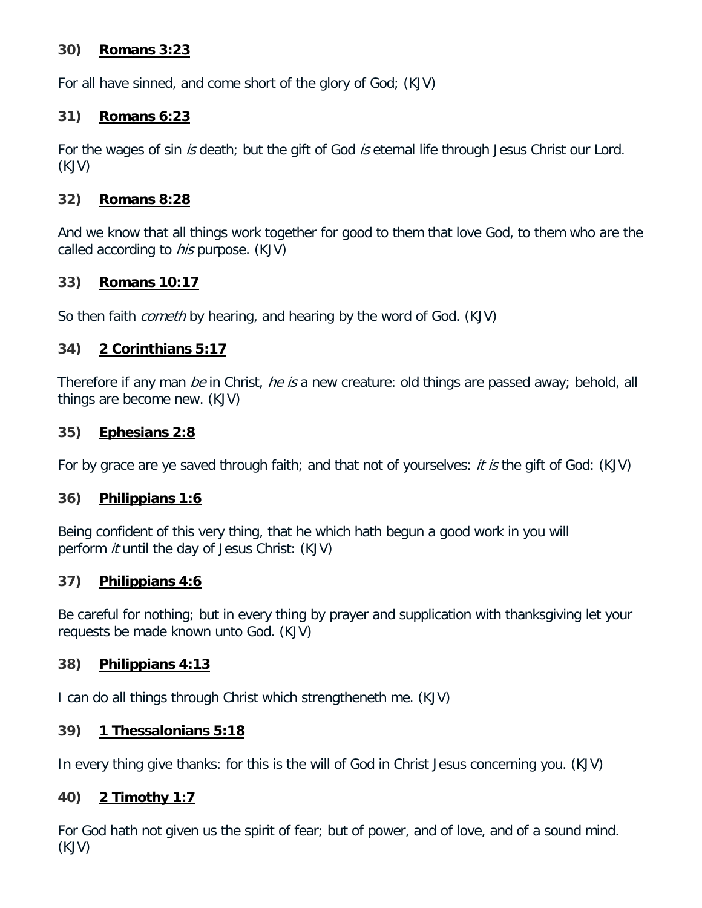**30) <u>Romans 3:23</u>**

For all have sinned, and come short of the glory of God; (KJV)

**31) <u>Romans 6:23</u>**

For the wages of sin *is* death; but the gift of God *is* eternal life through Jesus Christ our Lord. (KJV)

**32) <u>Romans 8:28</u>**

And we know that all things work together for good to them that love God, to them who are the called according to *his* purpose. (KJV)

**33) <u>Romans 10:17</u>**

So then faith *cometh* by hearing, and hearing by the word of God. (KJV)

**34) <u>2 Corinthians 5:17</u>**

Therefore if any man *be* in Christ, *he is* a new creature: old things are passed away; behold, all things are become new. (KJV)

**35) <u>Ephesians 2:8</u>**

For by grace are ye saved through faith; and that not of yourselves: *it is* the gift of God: (KJV)

**36) <u>Philippians 1:6</u>**

Being confident of this very thing, that he which hath begun a good work in you will perform *it* until the day of Jesus Christ: (KJV)

**37) <u>Philippians 4:6</u>**

Be careful for nothing; but in every thing by prayer and supplication with thanksgiving let your requests be made known unto God. (KJV)

**38) <u>Philippians 4:13</u>**

I can do all things through Christ which strengtheneth me. (KJV)

**39) <u>1 Thessalonians 5:18</u>**

In every thing give thanks: for this is the will of God in Christ Jesus concerning you. (KJV)

**40) <u>2 Timothy 1:7</u>**

For God hath not given us the spirit of fear; but of power, and of love, and of a sound mind. (KJV)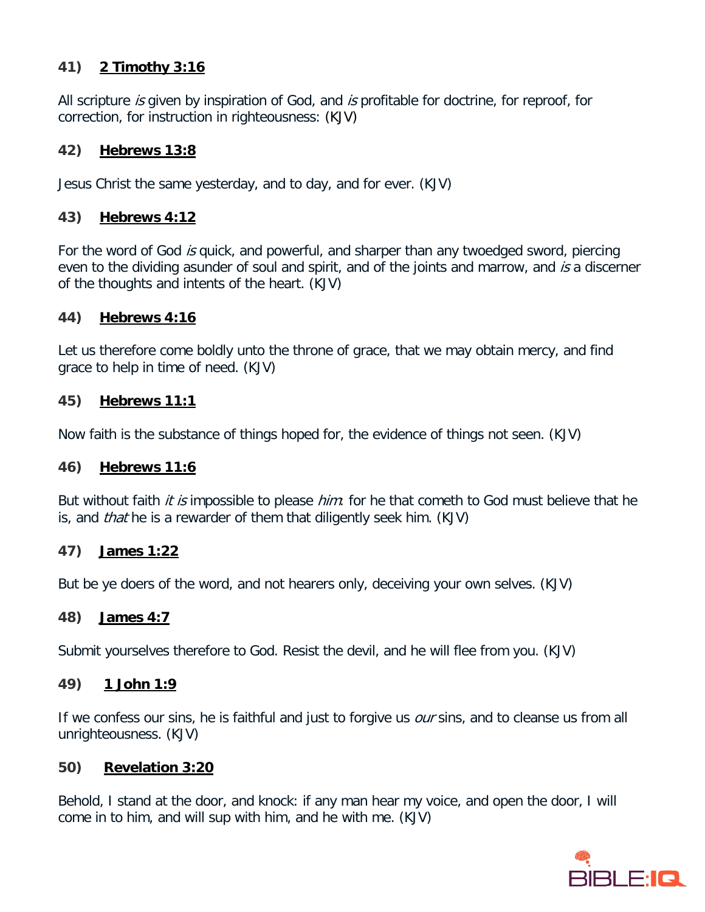**41) 2 Timothy 3:16**

All scripture *is* given by inspiration of God, and *is* profitable for doctrine, for reproof, for correction, for instruction in righteousness: (KJV)

**42) Hebrews 13:8**

Jesus Christ the same yesterday, and to day, and for ever. (KJV)

**43) Hebrews 4:12**

For the word of God *is* quick, and powerful, and sharper than any twoedged sword, piercing even to the dividing asunder of soul and spirit, and of the joints and marrow, and *is* a discerner of the thoughts and intents of the heart. (KJV)

**44) Hebrews 4:16**

Let us therefore come boldly unto the throne of grace, that we may obtain mercy, and find grace to help in time of need. (KJV)

**45) Hebrews 11:1**

Now faith is the substance of things hoped for, the evidence of things not seen. (KJV)

**46) Hebrews 11:6**

But without faith *it is* impossible to please *him*: for he that cometh to God must believe that he is, and *that* he is a rewarder of them that diligently seek him. (KJV)

**47) James 1:22**

But be ye doers of the word, and not hearers only, deceiving your own selves. (KJV)

**48) James 4:7**

Submit yourselves therefore to God. Resist the devil, and he will flee from you. (KJV)

**49) 1 John 1:9**

If we confess our sins, he is faithful and just to forgive us *our* sins, and to cleanse us from all unrighteousness. (KJV)

**50) Revelation 3:20**

Behold, I stand at the door, and knock: if any man hear my voice, and open the door, I will come in to him, and will sup with him, and he with me. (KJV)